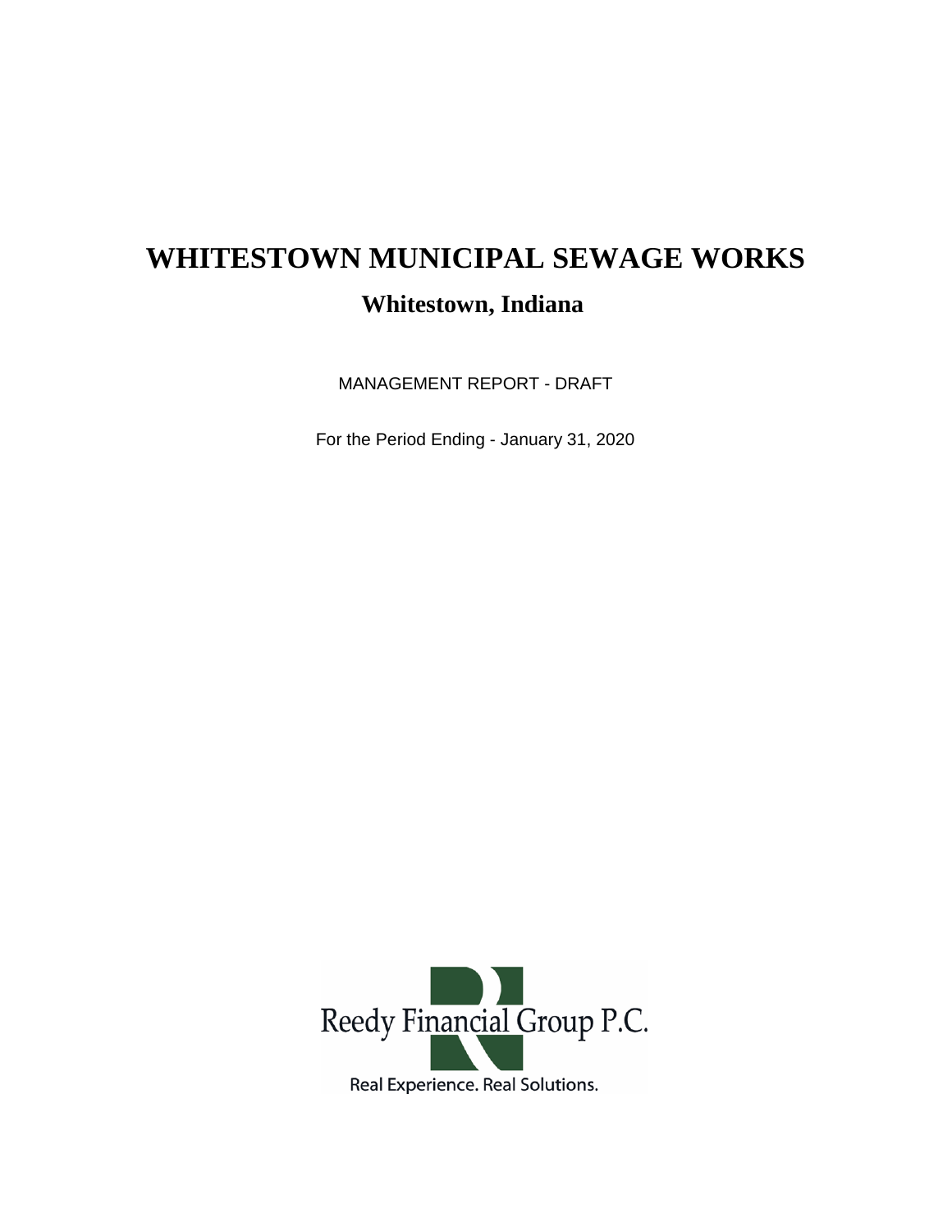# WHITESTOWN MUNICIPAL SEWAGE WORKS

## Whitestown, Indiana

MANAGEMENT REPORT - DRAFT

For the Period Ending - January 31, 2020

Reedy Financial Group P.C.

Real Experience. Real Solutions.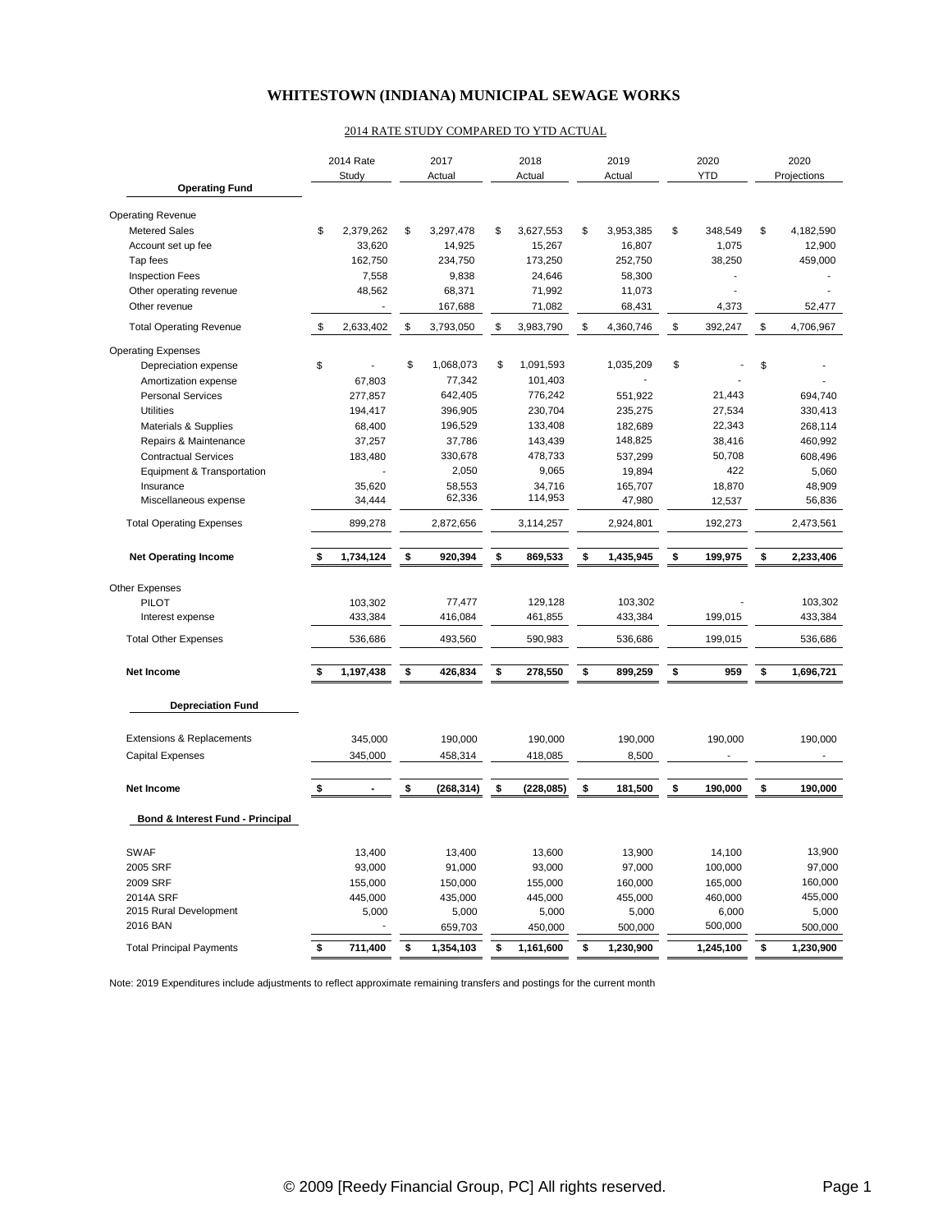# WHITESTOWN (INDIANA) MUNICIPAL SEWAGE WORKS

2014 RATE STUDY COMPARED TO YTD ACTUAL

| | 2014 Rate Study | 2017 Actual | 2018 Actual | 2019 Actual | 2020 YTD | 2020 Projections |
|---|---|---|---|---|---|---|
| **Operating Fund** | | | | | | |
| Operating Revenue | | | | | | |
| Metered Sales | $ 2,379,262 | $ 3,297,478 | $ 3,627,553 | $ 3,953,385 | $ 348,549 | $ 4,182,590 |
| Account set up fee | 33,620 | 14,925 | 15,267 | 16,807 | 1,075 | 12,900 |
| Tap fees | 162,750 | 234,750 | 173,250 | 252,750 | 38,250 | 459,000 |
| Inspection Fees | 7,558 | 9,838 | 24,646 | 58,300 | - | - |
| Other operating revenue | 48,562 | 68,371 | 71,992 | 11,073 | - | - |
| Other revenue | - | 167,688 | 71,082 | 68,431 | 4,373 | 52,477 |
| Total Operating Revenue | $ 2,633,402 | $ 3,793,050 | $ 3,983,790 | $ 4,360,746 | $ 392,247 | $ 4,706,967 |
| Operating Expenses | | | | | | |
| Depreciation expense | $ - | $ 1,068,073 | $ 1,091,593 | 1,035,209 | $ - | $ - |
| Amortization expense | 67,803 | 77,342 | 101,403 | - | - | - |
| Personal Services | 277,857 | 642,405 | 776,242 | 551,922 | 21,443 | 694,740 |
| Utilities | 194,417 | 396,905 | 230,704 | 235,275 | 27,534 | 330,413 |
| Materials & Supplies | 68,400 | 196,529 | 133,408 | 182,689 | 22,343 | 268,114 |
| Repairs & Maintenance | 37,257 | 37,786 | 143,439 | 148,825 | 38,416 | 460,992 |
| Contractual Services | 183,480 | 330,678 | 478,733 | 537,299 | 50,708 | 608,496 |
| Equipment & Transportation | - | 2,050 | 9,065 | 19,894 | 422 | 5,060 |
| Insurance | 35,620 | 58,553 | 34,716 | 165,707 | 18,870 | 48,909 |
| Miscellaneous expense | 34,444 | 62,336 | 114,953 | 47,980 | 12,537 | 56,836 |
| Total Operating Expenses | 899,278 | 2,872,656 | 3,114,257 | 2,924,801 | 192,273 | 2,473,561 |
| **Net Operating Income** | **$ 1,734,124** | **$ 920,394** | **$ 869,533** | **$ 1,435,945** | **$ 199,975** | **$ 2,233,406** |
| Other Expenses | | | | | | |
| PILOT | 103,302 | 77,477 | 129,128 | 103,302 | - | 103,302 |
| Interest expense | 433,384 | 416,084 | 461,855 | 433,384 | 199,015 | 433,384 |
| Total Other Expenses | 536,686 | 493,560 | 590,983 | 536,686 | 199,015 | 536,686 |
| **Net Income** | **$ 1,197,438** | **$ 426,834** | **$ 278,550** | **$ 899,259** | **$ 959** | **$ 1,696,721** |
| **Depreciation Fund** | | | | | | |
| Extensions & Replacements | 345,000 | 190,000 | 190,000 | 190,000 | 190,000 | 190,000 |
| Capital Expenses | 345,000 | 458,314 | 418,085 | 8,500 | - | - |
| **Net Income** | **$ -** | **$ (268,314)** | **$ (228,085)** | **$ 181,500** | **$ 190,000** | **$ 190,000** |
| **Bond & Interest Fund - Principal** | | | | | | |
| SWAF | 13,400 | 13,400 | 13,600 | 13,900 | 14,100 | 13,900 |
| 2005 SRF | 93,000 | 91,000 | 93,000 | 97,000 | 100,000 | 97,000 |
| 2009 SRF | 155,000 | 150,000 | 155,000 | 160,000 | 165,000 | 160,000 |
| 2014A SRF | 445,000 | 435,000 | 445,000 | 455,000 | 460,000 | 455,000 |
| 2015 Rural Development | 5,000 | 5,000 | 5,000 | 5,000 | 6,000 | 5,000 |
| 2016 BAN | - | 659,703 | 450,000 | 500,000 | 500,000 | 500,000 |
| Total Principal Payments | **$ 711,400** | **$ 1,354,103** | **$ 1,161,600** | **$ 1,230,900** | **1,245,100** | **$ 1,230,900** |

Note: 2019 Expenditures include adjustments to reflect approximate remaining transfers and postings for the current month

© 2009 [Reedy Financial Group, PC] All rights reserved.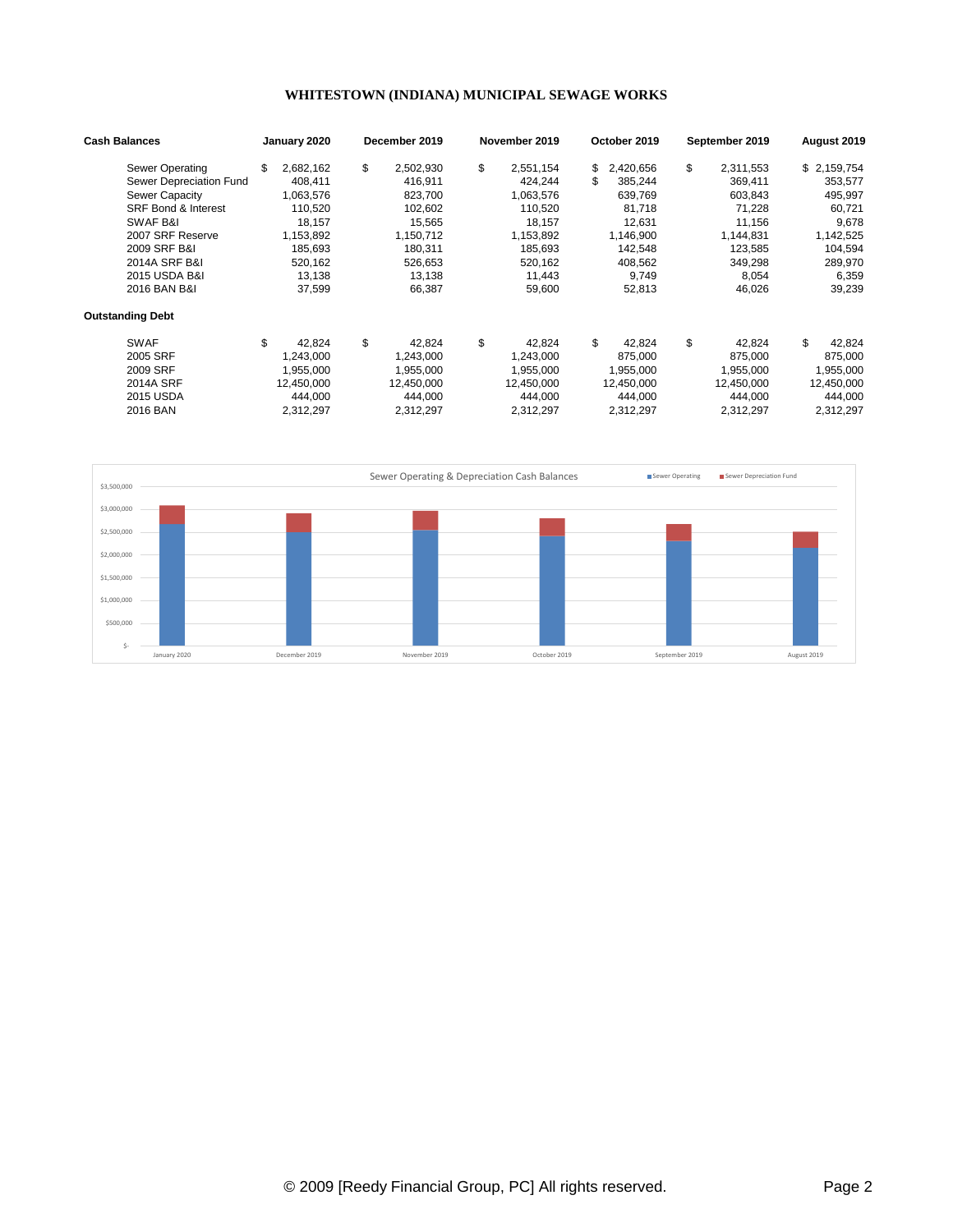# WHITESTOWN (INDIANA) MUNICIPAL SEWAGE WORKS

| Cash Balances | January 2020 | December 2019 | November 2019 | October 2019 | September 2019 | August 2019 |
|---|---|---|---|---|---|---|
| Sewer Operating | $ 2,682,162 | $ 2,502,930 | $ 2,551,154 | $ 2,420,656 | $ 2,311,553 | $ 2,159,754 |
| Sewer Depreciation Fund | 408,411 | 416,911 | 424,244 | $ 385,244 | 369,411 | 353,577 |
| Sewer Capacity | 1,063,576 | 823,700 | 1,063,576 | 639,769 | 603,843 | 495,997 |
| SRF Bond & Interest | 110,520 | 102,602 | 110,520 | 81,718 | 71,228 | 60,721 |
| SWAF B&I | 18,157 | 15,565 | 18,157 | 12,631 | 11,156 | 9,678 |
| 2007 SRF Reserve | 1,153,892 | 1,150,712 | 1,153,892 | 1,146,900 | 1,144,831 | 1,142,525 |
| 2009 SRF B&I | 185,693 | 180,311 | 185,693 | 142,548 | 123,585 | 104,594 |
| 2014A SRF B&I | 520,162 | 526,653 | 520,162 | 408,562 | 349,298 | 289,970 |
| 2015 USDA B&I | 13,138 | 13,138 | 11,443 | 9,749 | 8,054 | 6,359 |
| 2016 BAN B&I | 37,599 | 66,387 | 59,600 | 52,813 | 46,026 | 39,239 |
| **Outstanding Debt** | | | | | | |
| SWAF | $ 42,824 | $ 42,824 | $ 42,824 | $ 42,824 | $ 42,824 | $ 42,824 |
| 2005 SRF | 1,243,000 | 1,243,000 | 1,243,000 | 875,000 | 875,000 | 875,000 |
| 2009 SRF | 1,955,000 | 1,955,000 | 1,955,000 | 1,955,000 | 1,955,000 | 1,955,000 |
| 2014A SRF | 12,450,000 | 12,450,000 | 12,450,000 | 12,450,000 | 12,450,000 | 12,450,000 |
| 2015 USDA | 444,000 | 444,000 | 444,000 | 444,000 | 444,000 | 444,000 |
| 2016 BAN | 2,312,297 | 2,312,297 | 2,312,297 | 2,312,297 | 2,312,297 | 2,312,297 |

Sewer Operating & Depreciation Cash Balances

Sewer Operating
Sewer Depreciation Fund

$3,500,000
$3,000,000
$2,500,000
$2,000,000
$1,500,000
$1,000,000
$500,000
$-

January 2020
December 2019
November 2019
October 2019
September 2019
August 2019

© 2009 [Reedy Financial Group, PC] All rights reserved.